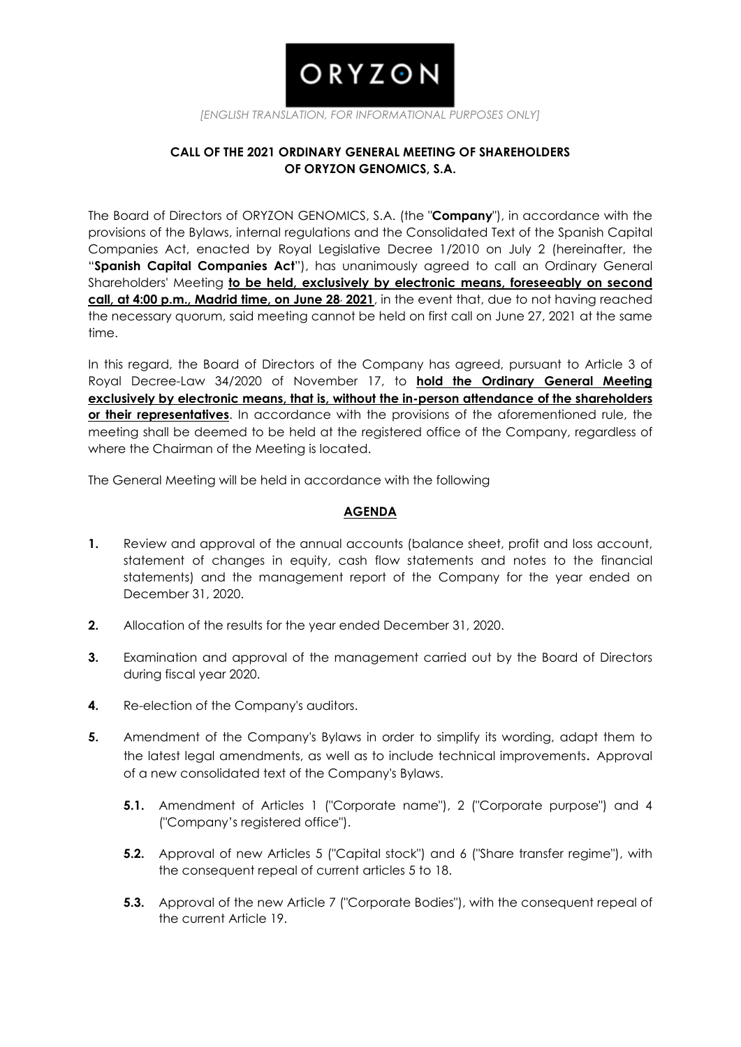ORYZON

*[ENGLISH TRANSLATION, FOR INFORMATIONAL PURPOSES ONLY]*

**CALL OF THE 2021 ORDINARY GENERAL MEETING OF SHAREHOLDERS OF ORYZON GENOMICS, S.A.**

The Board of Directors of ORYZON GENOMICS, S.A. (the "**Company**"), in accordance with the provisions of the Bylaws, internal regulations and the Consolidated Text of the Spanish Capital Companies Act, enacted by Royal Legislative Decree 1/2010 on July 2 (hereinafter, the "**Spanish Capital Companies Act**"), has unanimously agreed to call an Ordinary General Shareholders' Meeting **to be held, exclusively by electronic means, foreseeably on second call, at 4:00 p.m., Madrid time, on June 28, 2021**, in the event that, due to not having reached the necessary quorum, said meeting cannot be held on first call on June 27, 2021 at the same time.

In this regard, the Board of Directors of the Company has agreed, pursuant to Article 3 of Royal Decree-Law 34/2020 of November 17, to **hold the Ordinary General Meeting exclusively by electronic means, that is, without the in-person attendance of the shareholders or their representatives**. In accordance with the provisions of the aforementioned rule, the meeting shall be deemed to be held at the registered office of the Company, regardless of where the Chairman of the Meeting is located.

The General Meeting will be held in accordance with the following

**AGENDA**

**1.** Review and approval of the annual accounts (balance sheet, profit and loss account, statement of changes in equity, cash flow statements and notes to the financial statements) and the management report of the Company for the year ended on December 31, 2020.

**2.** Allocation of the results for the year ended December 31, 2020.

**3.** Examination and approval of the management carried out by the Board of Directors during fiscal year 2020.

**4.** Re-election of the Company's auditors.

**5.** Amendment of the Company's Bylaws in order to simplify its wording, adapt them to the latest legal amendments, as well as to include technical improvements**.** Approval of a new consolidated text of the Company's Bylaws.

**5.1.** Amendment of Articles 1 ("Corporate name"), 2 ("Corporate purpose") and 4 ("Company's registered office").

**5.2.** Approval of new Articles 5 ("Capital stock") and 6 ("Share transfer regime"), with the consequent repeal of current articles 5 to 18.

**5.3.** Approval of the new Article 7 ("Corporate Bodies"), with the consequent repeal of the current Article 19.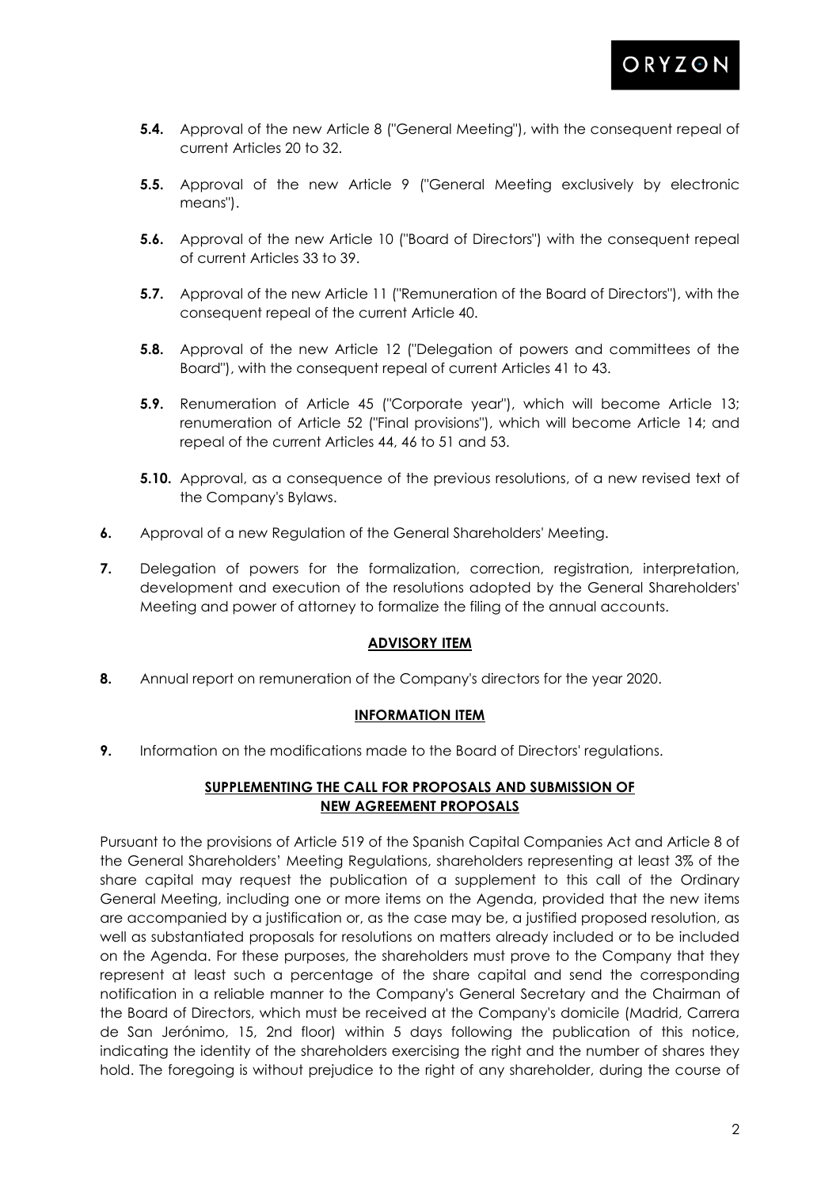**5.4.** Approval of the new Article 8 ("General Meeting"), with the consequent repeal of current Articles 20 to 32.

**5.5.** Approval of the new Article 9 ("General Meeting exclusively by electronic means").

**5.6.** Approval of the new Article 10 ("Board of Directors") with the consequent repeal of current Articles 33 to 39.

**5.7.** Approval of the new Article 11 ("Remuneration of the Board of Directors"), with the consequent repeal of the current Article 40.

**5.8.** Approval of the new Article 12 ("Delegation of powers and committees of the Board"), with the consequent repeal of current Articles 41 to 43.

**5.9.** Renumeration of Article 45 ("Corporate year"), which will become Article 13; renumeration of Article 52 ("Final provisions"), which will become Article 14; and repeal of the current Articles 44, 46 to 51 and 53.

**5.10.** Approval, as a consequence of the previous resolutions, of a new revised text of the Company's Bylaws.

**6.** Approval of a new Regulation of the General Shareholders' Meeting.

**7.** Delegation of powers for the formalization, correction, registration, interpretation, development and execution of the resolutions adopted by the General Shareholders' Meeting and power of attorney to formalize the filing of the annual accounts.

**ADVISORY ITEM**

**8.** Annual report on remuneration of the Company's directors for the year 2020.

**INFORMATION ITEM**

**9.** Information on the modifications made to the Board of Directors' regulations.

**SUPPLEMENTING THE CALL FOR PROPOSALS AND SUBMISSION OF NEW AGREEMENT PROPOSALS**

Pursuant to the provisions of Article 519 of the Spanish Capital Companies Act and Article 8 of the General Shareholders' Meeting Regulations, shareholders representing at least 3% of the share capital may request the publication of a supplement to this call of the Ordinary General Meeting, including one or more items on the Agenda, provided that the new items are accompanied by a justification or, as the case may be, a justified proposed resolution, as well as substantiated proposals for resolutions on matters already included or to be included on the Agenda. For these purposes, the shareholders must prove to the Company that they represent at least such a percentage of the share capital and send the corresponding notification in a reliable manner to the Company's General Secretary and the Chairman of the Board of Directors, which must be received at the Company's domicile (Madrid, Carrera de San Jerónimo, 15, 2nd floor) within 5 days following the publication of this notice, indicating the identity of the shareholders exercising the right and the number of shares they hold. The foregoing is without prejudice to the right of any shareholder, during the course of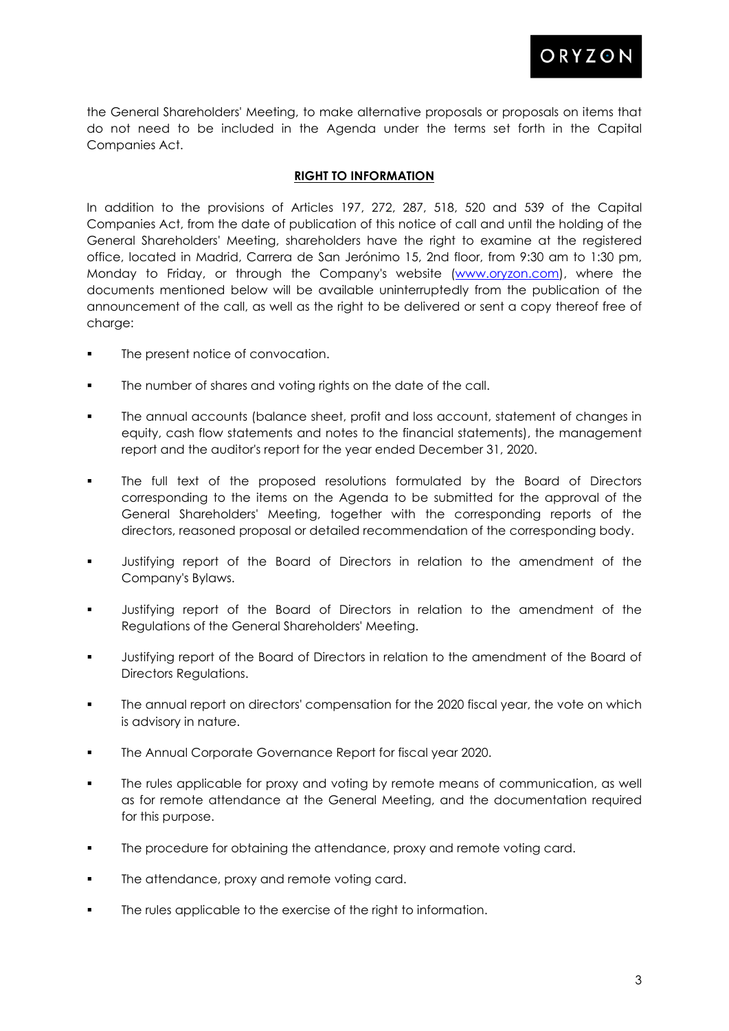the General Shareholders' Meeting, to make alternative proposals or proposals on items that do not need to be included in the Agenda under the terms set forth in the Capital Companies Act.

**RIGHT TO INFORMATION**

In addition to the provisions of Articles 197, 272, 287, 518, 520 and 539 of the Capital Companies Act, from the date of publication of this notice of call and until the holding of the General Shareholders' Meeting, shareholders have the right to examine at the registered office, located in Madrid, Carrera de San Jerónimo 15, 2nd floor, from 9:30 am to 1:30 pm, Monday to Friday, or through the Company's website (www.oryzon.com), where the documents mentioned below will be available uninterruptedly from the publication of the announcement of the call, as well as the right to be delivered or sent a copy thereof free of charge:

- The present notice of convocation.
- The number of shares and voting rights on the date of the call.
- The annual accounts (balance sheet, profit and loss account, statement of changes in equity, cash flow statements and notes to the financial statements), the management report and the auditor's report for the year ended December 31, 2020.
- The full text of the proposed resolutions formulated by the Board of Directors corresponding to the items on the Agenda to be submitted for the approval of the General Shareholders' Meeting, together with the corresponding reports of the directors, reasoned proposal or detailed recommendation of the corresponding body.
- Justifying report of the Board of Directors in relation to the amendment of the Company's Bylaws.
- Justifying report of the Board of Directors in relation to the amendment of the Regulations of the General Shareholders' Meeting.
- Justifying report of the Board of Directors in relation to the amendment of the Board of Directors Regulations.
- The annual report on directors' compensation for the 2020 fiscal year, the vote on which is advisory in nature.
- The Annual Corporate Governance Report for fiscal year 2020.
- The rules applicable for proxy and voting by remote means of communication, as well as for remote attendance at the General Meeting, and the documentation required for this purpose.
- The procedure for obtaining the attendance, proxy and remote voting card.
- The attendance, proxy and remote voting card.
- The rules applicable to the exercise of the right to information.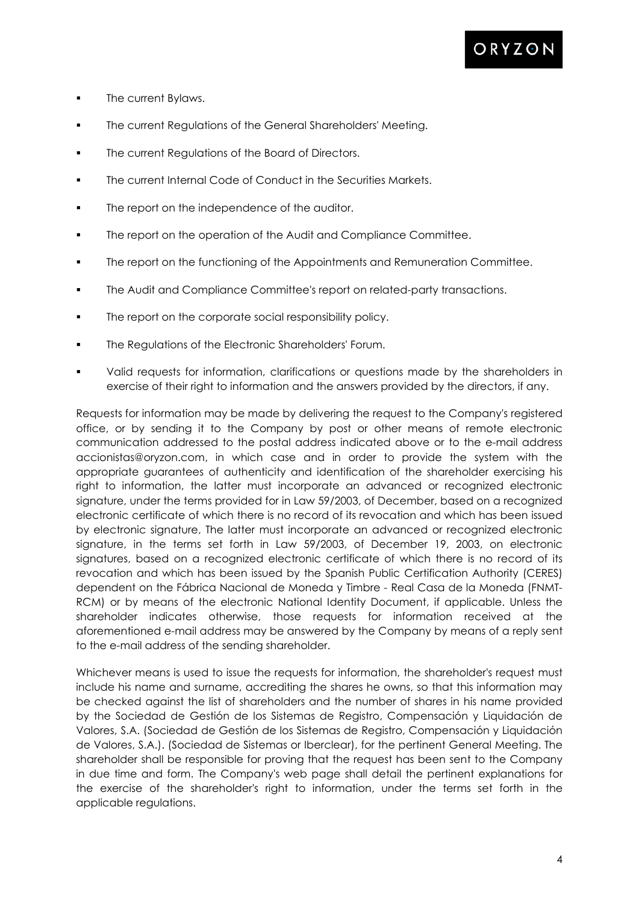- The current Bylaws.
- The current Regulations of the General Shareholders' Meeting.
- The current Regulations of the Board of Directors.
- The current Internal Code of Conduct in the Securities Markets.
- The report on the independence of the auditor.
- The report on the operation of the Audit and Compliance Committee.
- The report on the functioning of the Appointments and Remuneration Committee.
- The Audit and Compliance Committee's report on related-party transactions.
- The report on the corporate social responsibility policy.
- The Regulations of the Electronic Shareholders' Forum.
- Valid requests for information, clarifications or questions made by the shareholders in exercise of their right to information and the answers provided by the directors, if any.

Requests for information may be made by delivering the request to the Company's registered office, or by sending it to the Company by post or other means of remote electronic communication addressed to the postal address indicated above or to the e-mail address accionistas@oryzon.com, in which case and in order to provide the system with the appropriate guarantees of authenticity and identification of the shareholder exercising his right to information, the latter must incorporate an advanced or recognized electronic signature, under the terms provided for in Law 59/2003, of December, based on a recognized electronic certificate of which there is no record of its revocation and which has been issued by electronic signature, The latter must incorporate an advanced or recognized electronic signature, in the terms set forth in Law 59/2003, of December 19, 2003, on electronic signatures, based on a recognized electronic certificate of which there is no record of its revocation and which has been issued by the Spanish Public Certification Authority (CERES) dependent on the Fábrica Nacional de Moneda y Timbre - Real Casa de la Moneda (FNMT-RCM) or by means of the electronic National Identity Document, if applicable. Unless the shareholder indicates otherwise, those requests for information received at the aforementioned e-mail address may be answered by the Company by means of a reply sent to the e-mail address of the sending shareholder.

Whichever means is used to issue the requests for information, the shareholder's request must include his name and surname, accrediting the shares he owns, so that this information may be checked against the list of shareholders and the number of shares in his name provided by the Sociedad de Gestión de los Sistemas de Registro, Compensación y Liquidación de Valores, S.A. (Sociedad de Gestión de los Sistemas de Registro, Compensación y Liquidación de Valores, S.A.). (Sociedad de Sistemas or Iberclear), for the pertinent General Meeting. The shareholder shall be responsible for proving that the request has been sent to the Company in due time and form. The Company's web page shall detail the pertinent explanations for the exercise of the shareholder's right to information, under the terms set forth in the applicable regulations.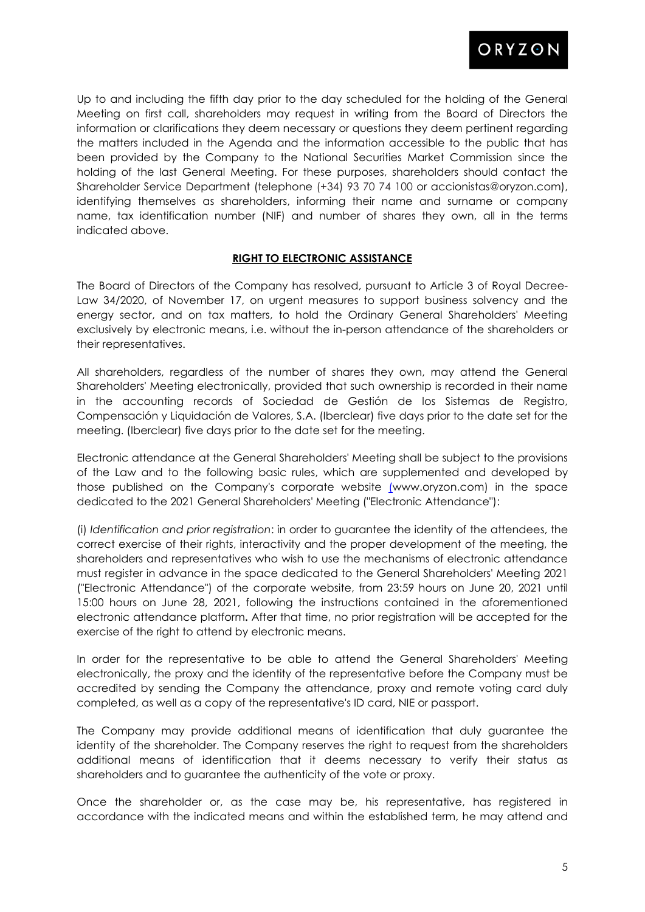Up to and including the fifth day prior to the day scheduled for the holding of the General Meeting on first call, shareholders may request in writing from the Board of Directors the information or clarifications they deem necessary or questions they deem pertinent regarding the matters included in the Agenda and the information accessible to the public that has been provided by the Company to the National Securities Market Commission since the holding of the last General Meeting. For these purposes, shareholders should contact the Shareholder Service Department (telephone (+34) 93 70 74 100 or accionistas@oryzon.com), identifying themselves as shareholders, informing their name and surname or company name, tax identification number (NIF) and number of shares they own, all in the terms indicated above.

**RIGHT TO ELECTRONIC ASSISTANCE**

The Board of Directors of the Company has resolved, pursuant to Article 3 of Royal Decree-Law 34/2020, of November 17, on urgent measures to support business solvency and the energy sector, and on tax matters, to hold the Ordinary General Shareholders' Meeting exclusively by electronic means, i.e. without the in-person attendance of the shareholders or their representatives.

All shareholders, regardless of the number of shares they own, may attend the General Shareholders' Meeting electronically, provided that such ownership is recorded in their name in the accounting records of Sociedad de Gestión de los Sistemas de Registro, Compensación y Liquidación de Valores, S.A. (Iberclear) five days prior to the date set for the meeting. (Iberclear) five days prior to the date set for the meeting.

Electronic attendance at the General Shareholders' Meeting shall be subject to the provisions of the Law and to the following basic rules, which are supplemented and developed by those published on the Company's corporate website (www.oryzon.com) in the space dedicated to the 2021 General Shareholders' Meeting ("Electronic Attendance"):

(i) *Identification and prior registration*: in order to guarantee the identity of the attendees, the correct exercise of their rights, interactivity and the proper development of the meeting, the shareholders and representatives who wish to use the mechanisms of electronic attendance must register in advance in the space dedicated to the General Shareholders' Meeting 2021 ("Electronic Attendance") of the corporate website, from 23:59 hours on June 20, 2021 until 15:00 hours on June 28, 2021, following the instructions contained in the aforementioned electronic attendance platform**.** After that time, no prior registration will be accepted for the exercise of the right to attend by electronic means.

In order for the representative to be able to attend the General Shareholders' Meeting electronically, the proxy and the identity of the representative before the Company must be accredited by sending the Company the attendance, proxy and remote voting card duly completed, as well as a copy of the representative's ID card, NIE or passport.

The Company may provide additional means of identification that duly guarantee the identity of the shareholder. The Company reserves the right to request from the shareholders additional means of identification that it deems necessary to verify their status as shareholders and to guarantee the authenticity of the vote or proxy.

Once the shareholder or, as the case may be, his representative, has registered in accordance with the indicated means and within the established term, he may attend and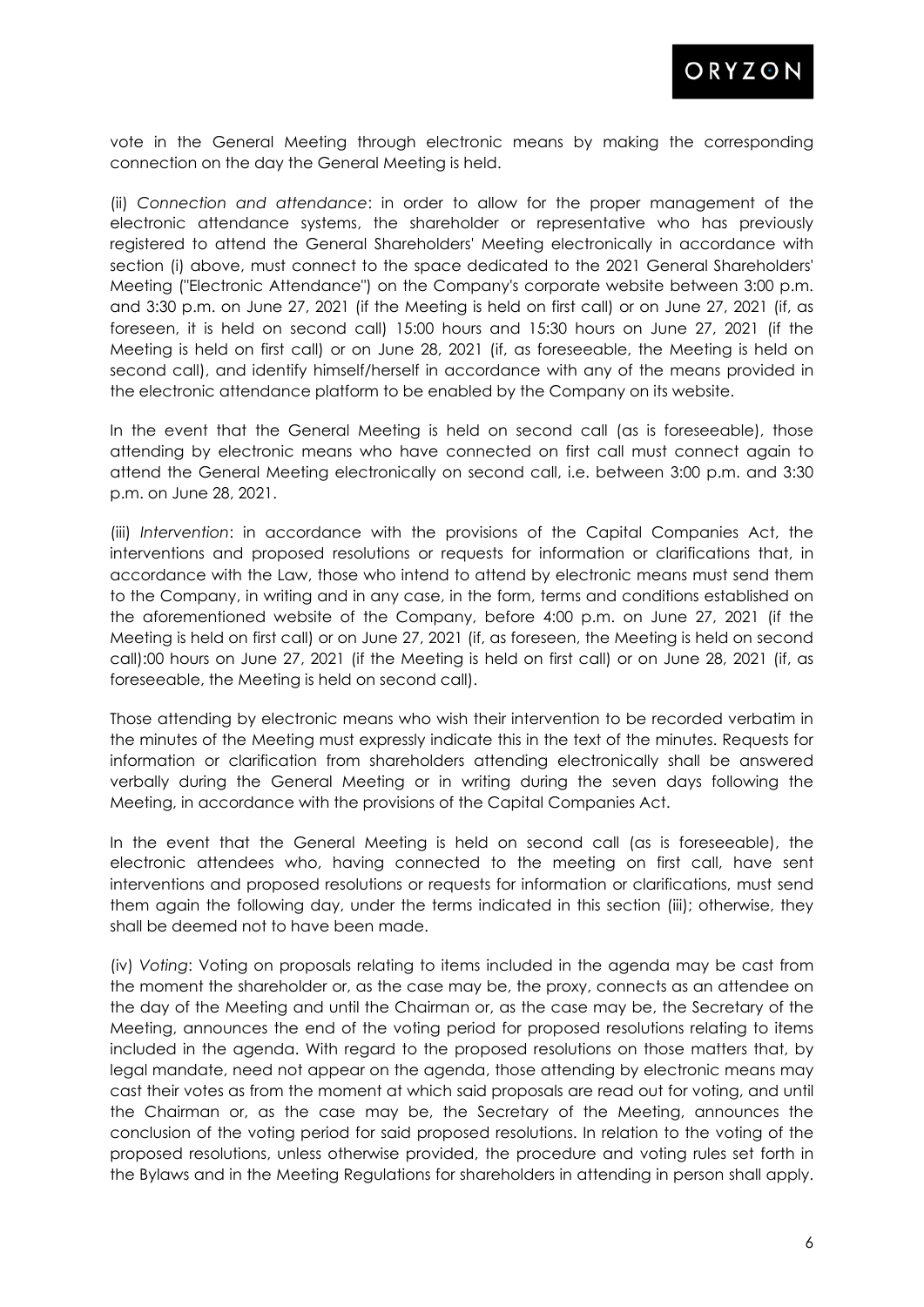vote in the General Meeting through electronic means by making the corresponding connection on the day the General Meeting is held.

(ii) *Connection and attendance*: in order to allow for the proper management of the electronic attendance systems, the shareholder or representative who has previously registered to attend the General Shareholders' Meeting electronically in accordance with section (i) above, must connect to the space dedicated to the 2021 General Shareholders' Meeting ("Electronic Attendance") on the Company's corporate website between 3:00 p.m. and 3:30 p.m. on June 27, 2021 (if the Meeting is held on first call) or on June 27, 2021 (if, as foreseen, it is held on second call) 15:00 hours and 15:30 hours on June 27, 2021 (if the Meeting is held on first call) or on June 28, 2021 (if, as foreseeable, the Meeting is held on second call), and identify himself/herself in accordance with any of the means provided in the electronic attendance platform to be enabled by the Company on its website.

In the event that the General Meeting is held on second call (as is foreseeable), those attending by electronic means who have connected on first call must connect again to attend the General Meeting electronically on second call, i.e. between 3:00 p.m. and 3:30 p.m. on June 28, 2021.

(iii) *Intervention*: in accordance with the provisions of the Capital Companies Act, the interventions and proposed resolutions or requests for information or clarifications that, in accordance with the Law, those who intend to attend by electronic means must send them to the Company, in writing and in any case, in the form, terms and conditions established on the aforementioned website of the Company, before 4:00 p.m. on June 27, 2021 (if the Meeting is held on first call) or on June 27, 2021 (if, as foreseen, the Meeting is held on second call):00 hours on June 27, 2021 (if the Meeting is held on first call) or on June 28, 2021 (if, as foreseeable, the Meeting is held on second call).

Those attending by electronic means who wish their intervention to be recorded verbatim in the minutes of the Meeting must expressly indicate this in the text of the minutes. Requests for information or clarification from shareholders attending electronically shall be answered verbally during the General Meeting or in writing during the seven days following the Meeting, in accordance with the provisions of the Capital Companies Act.

In the event that the General Meeting is held on second call (as is foreseeable), the electronic attendees who, having connected to the meeting on first call, have sent interventions and proposed resolutions or requests for information or clarifications, must send them again the following day, under the terms indicated in this section (iii); otherwise, they shall be deemed not to have been made.

(iv) *Voting*: Voting on proposals relating to items included in the agenda may be cast from the moment the shareholder or, as the case may be, the proxy, connects as an attendee on the day of the Meeting and until the Chairman or, as the case may be, the Secretary of the Meeting, announces the end of the voting period for proposed resolutions relating to items included in the agenda. With regard to the proposed resolutions on those matters that, by legal mandate, need not appear on the agenda, those attending by electronic means may cast their votes as from the moment at which said proposals are read out for voting, and until the Chairman or, as the case may be, the Secretary of the Meeting, announces the conclusion of the voting period for said proposed resolutions. In relation to the voting of the proposed resolutions, unless otherwise provided, the procedure and voting rules set forth in the Bylaws and in the Meeting Regulations for shareholders in attending in person shall apply.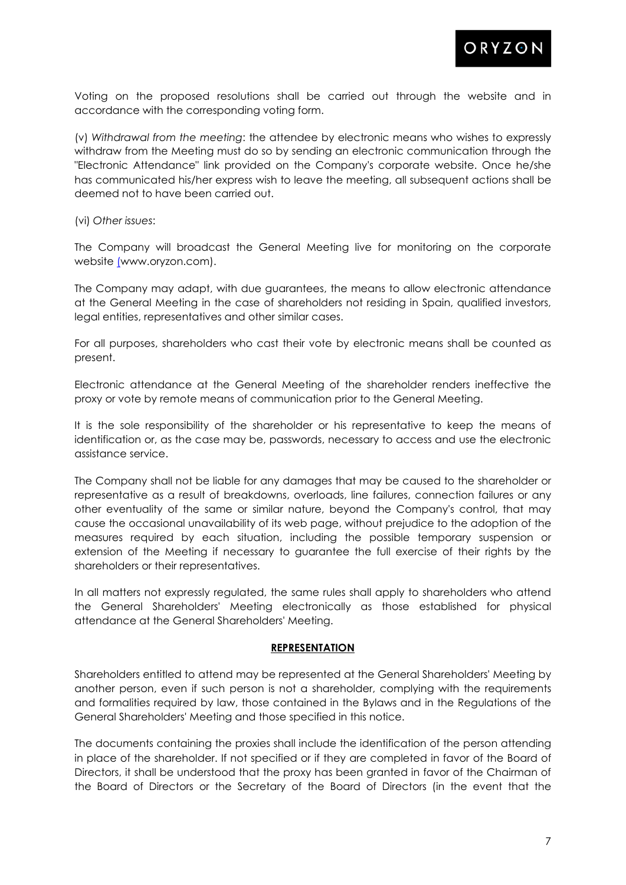Voting on the proposed resolutions shall be carried out through the website and in accordance with the corresponding voting form.

(v) *Withdrawal from the meeting*: the attendee by electronic means who wishes to expressly withdraw from the Meeting must do so by sending an electronic communication through the "Electronic Attendance" link provided on the Company's corporate website. Once he/she has communicated his/her express wish to leave the meeting, all subsequent actions shall be deemed not to have been carried out.

(vi) *Other issues*:

The Company will broadcast the General Meeting live for monitoring on the corporate website (www.oryzon.com).

The Company may adapt, with due guarantees, the means to allow electronic attendance at the General Meeting in the case of shareholders not residing in Spain, qualified investors, legal entities, representatives and other similar cases.

For all purposes, shareholders who cast their vote by electronic means shall be counted as present.

Electronic attendance at the General Meeting of the shareholder renders ineffective the proxy or vote by remote means of communication prior to the General Meeting.

It is the sole responsibility of the shareholder or his representative to keep the means of identification or, as the case may be, passwords, necessary to access and use the electronic assistance service.

The Company shall not be liable for any damages that may be caused to the shareholder or representative as a result of breakdowns, overloads, line failures, connection failures or any other eventuality of the same or similar nature, beyond the Company's control, that may cause the occasional unavailability of its web page, without prejudice to the adoption of the measures required by each situation, including the possible temporary suspension or extension of the Meeting if necessary to guarantee the full exercise of their rights by the shareholders or their representatives.

In all matters not expressly regulated, the same rules shall apply to shareholders who attend the General Shareholders' Meeting electronically as those established for physical attendance at the General Shareholders' Meeting.

**REPRESENTATION**

Shareholders entitled to attend may be represented at the General Shareholders' Meeting by another person, even if such person is not a shareholder, complying with the requirements and formalities required by law, those contained in the Bylaws and in the Regulations of the General Shareholders' Meeting and those specified in this notice.

The documents containing the proxies shall include the identification of the person attending in place of the shareholder. If not specified or if they are completed in favor of the Board of Directors, it shall be understood that the proxy has been granted in favor of the Chairman of the Board of Directors or the Secretary of the Board of Directors (in the event that the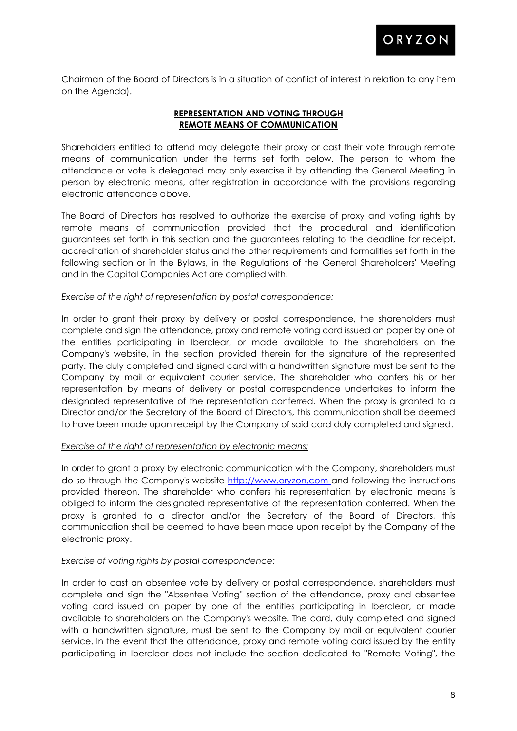Chairman of the Board of Directors is in a situation of conflict of interest in relation to any item on the Agenda).

## **REPRESENTATION AND VOTING THROUGH REMOTE MEANS OF COMMUNICATION**

Shareholders entitled to attend may delegate their proxy or cast their vote through remote means of communication under the terms set forth below. The person to whom the attendance or vote is delegated may only exercise it by attending the General Meeting in person by electronic means, after registration in accordance with the provisions regarding electronic attendance above.

The Board of Directors has resolved to authorize the exercise of proxy and voting rights by remote means of communication provided that the procedural and identification guarantees set forth in this section and the guarantees relating to the deadline for receipt, accreditation of shareholder status and the other requirements and formalities set forth in the following section or in the Bylaws, in the Regulations of the General Shareholders' Meeting and in the Capital Companies Act are complied with.

*Exercise of the right of representation by postal correspondence:*

In order to grant their proxy by delivery or postal correspondence, the shareholders must complete and sign the attendance, proxy and remote voting card issued on paper by one of the entities participating in Iberclear, or made available to the shareholders on the Company's website, in the section provided therein for the signature of the represented party. The duly completed and signed card with a handwritten signature must be sent to the Company by mail or equivalent courier service. The shareholder who confers his or her representation by means of delivery or postal correspondence undertakes to inform the designated representative of the representation conferred. When the proxy is granted to a Director and/or the Secretary of the Board of Directors, this communication shall be deemed to have been made upon receipt by the Company of said card duly completed and signed.

*Exercise of the right of representation by electronic means:*

In order to grant a proxy by electronic communication with the Company, shareholders must do so through the Company's website [http://www.oryzon.com](http://www.oryzon.com) and following the instructions provided thereon. The shareholder who confers his representation by electronic means is obliged to inform the designated representative of the representation conferred. When the proxy is granted to a director and/or the Secretary of the Board of Directors, this communication shall be deemed to have been made upon receipt by the Company of the electronic proxy.

*Exercise of voting rights by postal correspondence:*

In order to cast an absentee vote by delivery or postal correspondence, shareholders must complete and sign the "Absentee Voting" section of the attendance, proxy and absentee voting card issued on paper by one of the entities participating in Iberclear, or made available to shareholders on the Company's website. The card, duly completed and signed with a handwritten signature, must be sent to the Company by mail or equivalent courier service. In the event that the attendance, proxy and remote voting card issued by the entity participating in Iberclear does not include the section dedicated to "Remote Voting", the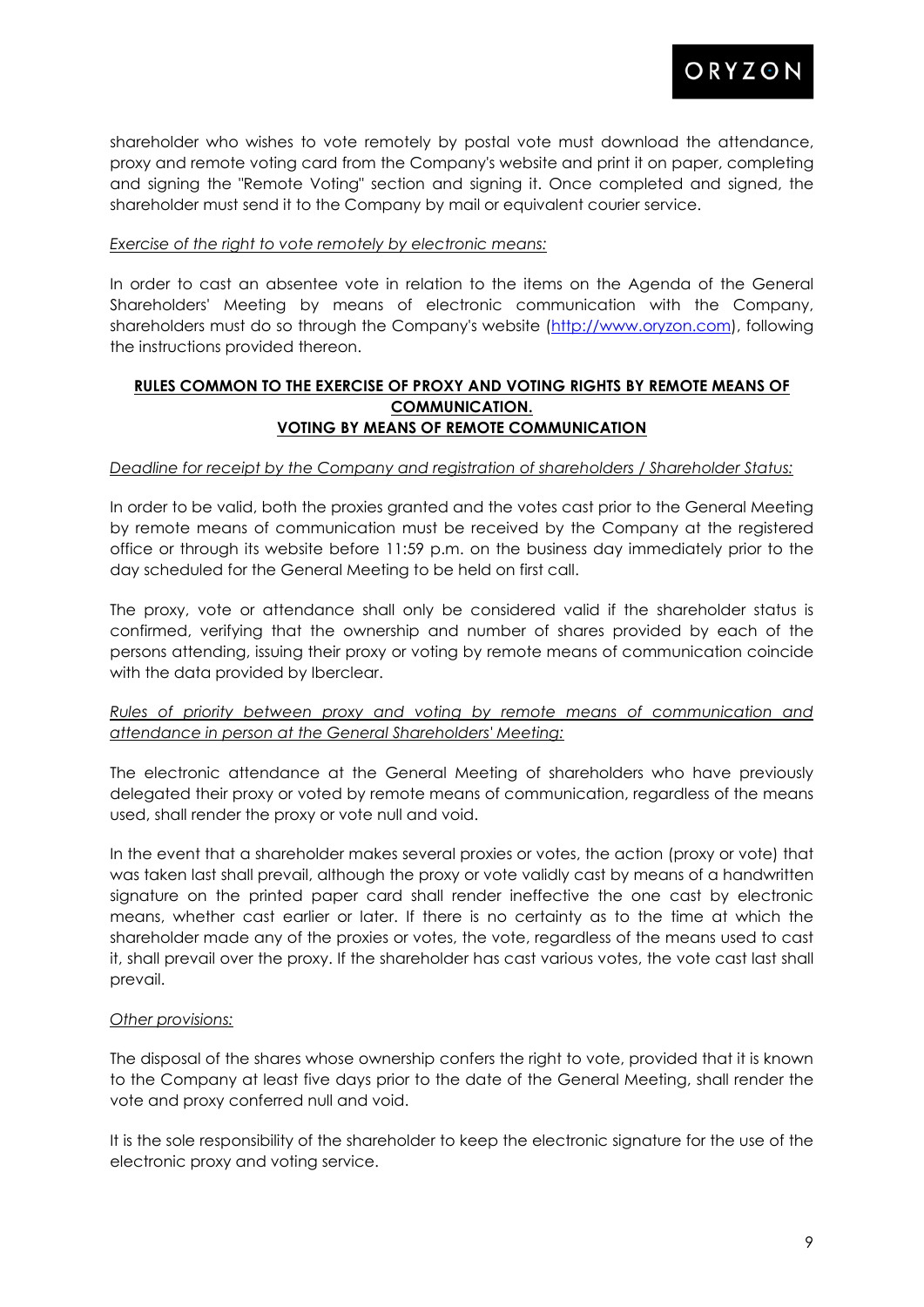shareholder who wishes to vote remotely by postal vote must download the attendance, proxy and remote voting card from the Company's website and print it on paper, completing and signing the "Remote Voting" section and signing it. Once completed and signed, the shareholder must send it to the Company by mail or equivalent courier service.

*Exercise of the right to vote remotely by electronic means:*

In order to cast an absentee vote in relation to the items on the Agenda of the General Shareholders' Meeting by means of electronic communication with the Company, shareholders must do so through the Company's website (http://www.oryzon.com), following the instructions provided thereon.

**RULES COMMON TO THE EXERCISE OF PROXY AND VOTING RIGHTS BY REMOTE MEANS OF COMMUNICATION.**
**VOTING BY MEANS OF REMOTE COMMUNICATION**

*Deadline for receipt by the Company and registration of shareholders / Shareholder Status:*

In order to be valid, both the proxies granted and the votes cast prior to the General Meeting by remote means of communication must be received by the Company at the registered office or through its website before 11:59 p.m. on the business day immediately prior to the day scheduled for the General Meeting to be held on first call.

The proxy, vote or attendance shall only be considered valid if the shareholder status is confirmed, verifying that the ownership and number of shares provided by each of the persons attending, issuing their proxy or voting by remote means of communication coincide with the data provided by Iberclear.

*Rules of priority between proxy and voting by remote means of communication and attendance in person at the General Shareholders' Meeting:*

The electronic attendance at the General Meeting of shareholders who have previously delegated their proxy or voted by remote means of communication, regardless of the means used, shall render the proxy or vote null and void.

In the event that a shareholder makes several proxies or votes, the action (proxy or vote) that was taken last shall prevail, although the proxy or vote validly cast by means of a handwritten signature on the printed paper card shall render ineffective the one cast by electronic means, whether cast earlier or later. If there is no certainty as to the time at which the shareholder made any of the proxies or votes, the vote, regardless of the means used to cast it, shall prevail over the proxy. If the shareholder has cast various votes, the vote cast last shall prevail.

*Other provisions:*

The disposal of the shares whose ownership confers the right to vote, provided that it is known to the Company at least five days prior to the date of the General Meeting, shall render the vote and proxy conferred null and void.

It is the sole responsibility of the shareholder to keep the electronic signature for the use of the electronic proxy and voting service.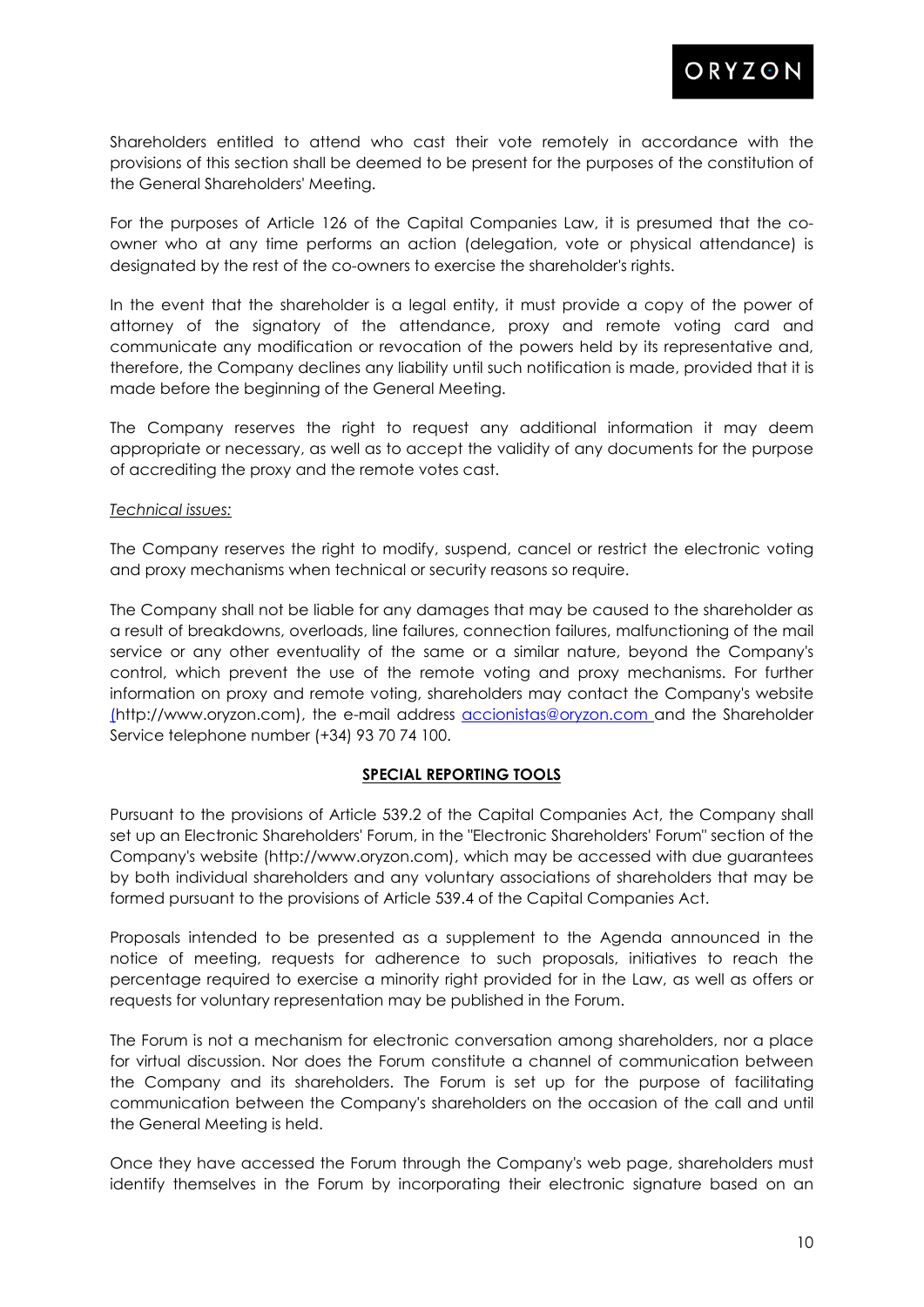Shareholders entitled to attend who cast their vote remotely in accordance with the provisions of this section shall be deemed to be present for the purposes of the constitution of the General Shareholders' Meeting.

For the purposes of Article 126 of the Capital Companies Law, it is presumed that the co-owner who at any time performs an action (delegation, vote or physical attendance) is designated by the rest of the co-owners to exercise the shareholder's rights.

In the event that the shareholder is a legal entity, it must provide a copy of the power of attorney of the signatory of the attendance, proxy and remote voting card and communicate any modification or revocation of the powers held by its representative and, therefore, the Company declines any liability until such notification is made, provided that it is made before the beginning of the General Meeting.

The Company reserves the right to request any additional information it may deem appropriate or necessary, as well as to accept the validity of any documents for the purpose of accrediting the proxy and the remote votes cast.

*Technical issues:*

The Company reserves the right to modify, suspend, cancel or restrict the electronic voting and proxy mechanisms when technical or security reasons so require.

The Company shall not be liable for any damages that may be caused to the shareholder as a result of breakdowns, overloads, line failures, connection failures, malfunctioning of the mail service or any other eventuality of the same or a similar nature, beyond the Company's control, which prevent the use of the remote voting and proxy mechanisms. For further information on proxy and remote voting, shareholders may contact the Company's website (http://www.oryzon.com), the e-mail address accionistas@oryzon.com and the Shareholder Service telephone number (+34) 93 70 74 100.

## SPECIAL REPORTING TOOLS

Pursuant to the provisions of Article 539.2 of the Capital Companies Act, the Company shall set up an Electronic Shareholders' Forum, in the "Electronic Shareholders' Forum" section of the Company's website (http://www.oryzon.com), which may be accessed with due guarantees by both individual shareholders and any voluntary associations of shareholders that may be formed pursuant to the provisions of Article 539.4 of the Capital Companies Act.

Proposals intended to be presented as a supplement to the Agenda announced in the notice of meeting, requests for adherence to such proposals, initiatives to reach the percentage required to exercise a minority right provided for in the Law, as well as offers or requests for voluntary representation may be published in the Forum.

The Forum is not a mechanism for electronic conversation among shareholders, nor a place for virtual discussion. Nor does the Forum constitute a channel of communication between the Company and its shareholders. The Forum is set up for the purpose of facilitating communication between the Company's shareholders on the occasion of the call and until the General Meeting is held.

Once they have accessed the Forum through the Company's web page, shareholders must identify themselves in the Forum by incorporating their electronic signature based on an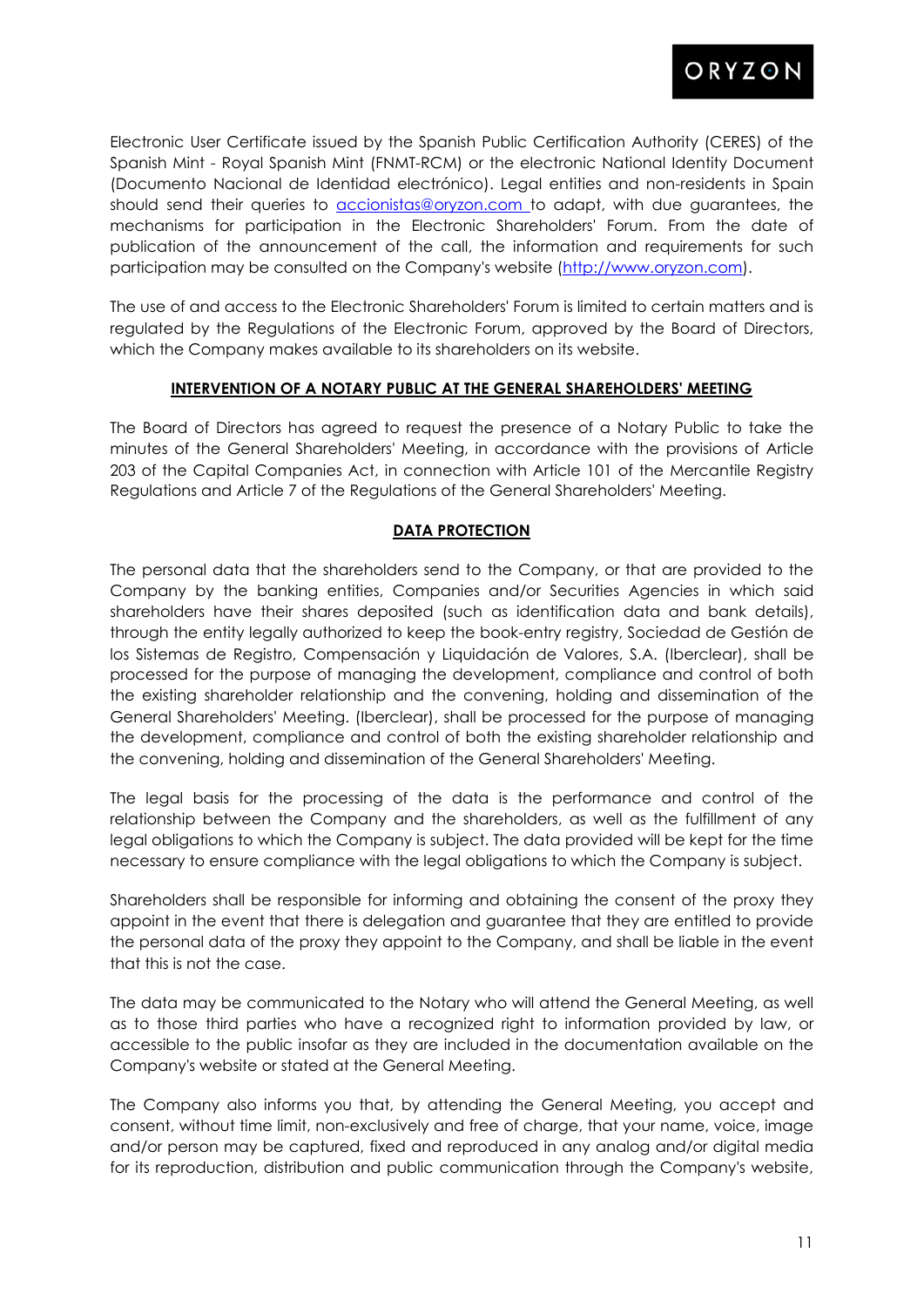Electronic User Certificate issued by the Spanish Public Certification Authority (CERES) of the Spanish Mint - Royal Spanish Mint (FNMT-RCM) or the electronic National Identity Document (Documento Nacional de Identidad electrónico). Legal entities and non-residents in Spain should send their queries to accionistas@oryzon.com to adapt, with due guarantees, the mechanisms for participation in the Electronic Shareholders' Forum. From the date of publication of the announcement of the call, the information and requirements for such participation may be consulted on the Company's website (http://www.oryzon.com).

The use of and access to the Electronic Shareholders' Forum is limited to certain matters and is regulated by the Regulations of the Electronic Forum, approved by the Board of Directors, which the Company makes available to its shareholders on its website.

**INTERVENTION OF A NOTARY PUBLIC AT THE GENERAL SHAREHOLDERS' MEETING**

The Board of Directors has agreed to request the presence of a Notary Public to take the minutes of the General Shareholders' Meeting, in accordance with the provisions of Article 203 of the Capital Companies Act, in connection with Article 101 of the Mercantile Registry Regulations and Article 7 of the Regulations of the General Shareholders' Meeting.

**DATA PROTECTION**

The personal data that the shareholders send to the Company, or that are provided to the Company by the banking entities, Companies and/or Securities Agencies in which said shareholders have their shares deposited (such as identification data and bank details), through the entity legally authorized to keep the book-entry registry, Sociedad de Gestión de los Sistemas de Registro, Compensación y Liquidación de Valores, S.A. (Iberclear), shall be processed for the purpose of managing the development, compliance and control of both the existing shareholder relationship and the convening, holding and dissemination of the General Shareholders' Meeting. (Iberclear), shall be processed for the purpose of managing the development, compliance and control of both the existing shareholder relationship and the convening, holding and dissemination of the General Shareholders' Meeting.

The legal basis for the processing of the data is the performance and control of the relationship between the Company and the shareholders, as well as the fulfillment of any legal obligations to which the Company is subject. The data provided will be kept for the time necessary to ensure compliance with the legal obligations to which the Company is subject.

Shareholders shall be responsible for informing and obtaining the consent of the proxy they appoint in the event that there is delegation and guarantee that they are entitled to provide the personal data of the proxy they appoint to the Company, and shall be liable in the event that this is not the case.

The data may be communicated to the Notary who will attend the General Meeting, as well as to those third parties who have a recognized right to information provided by law, or accessible to the public insofar as they are included in the documentation available on the Company's website or stated at the General Meeting.

The Company also informs you that, by attending the General Meeting, you accept and consent, without time limit, non-exclusively and free of charge, that your name, voice, image and/or person may be captured, fixed and reproduced in any analog and/or digital media for its reproduction, distribution and public communication through the Company's website,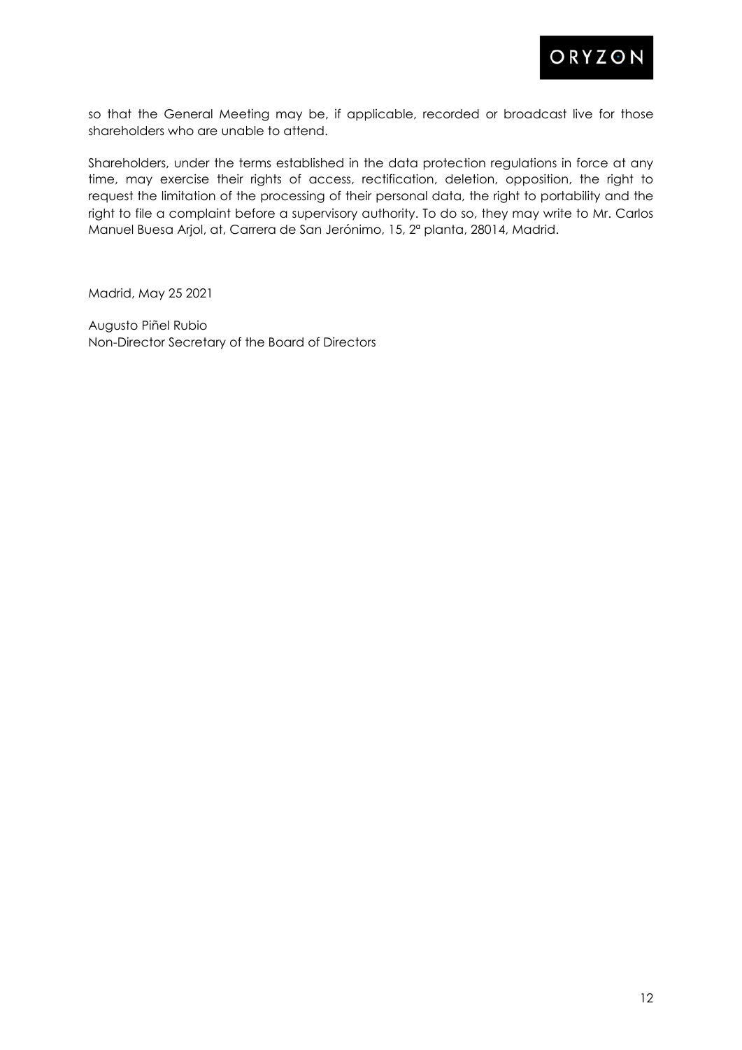so that the General Meeting may be, if applicable, recorded or broadcast live for those shareholders who are unable to attend.

Shareholders, under the terms established in the data protection regulations in force at any time, may exercise their rights of access, rectification, deletion, opposition, the right to request the limitation of the processing of their personal data, the right to portability and the right to file a complaint before a supervisory authority. To do so, they may write to Mr. Carlos Manuel Buesa Arjol, at, Carrera de San Jerónimo, 15, 2ª planta, 28014, Madrid.

Madrid, May 25 2021

Augusto Piñel Rubio
Non-Director Secretary of the Board of Directors